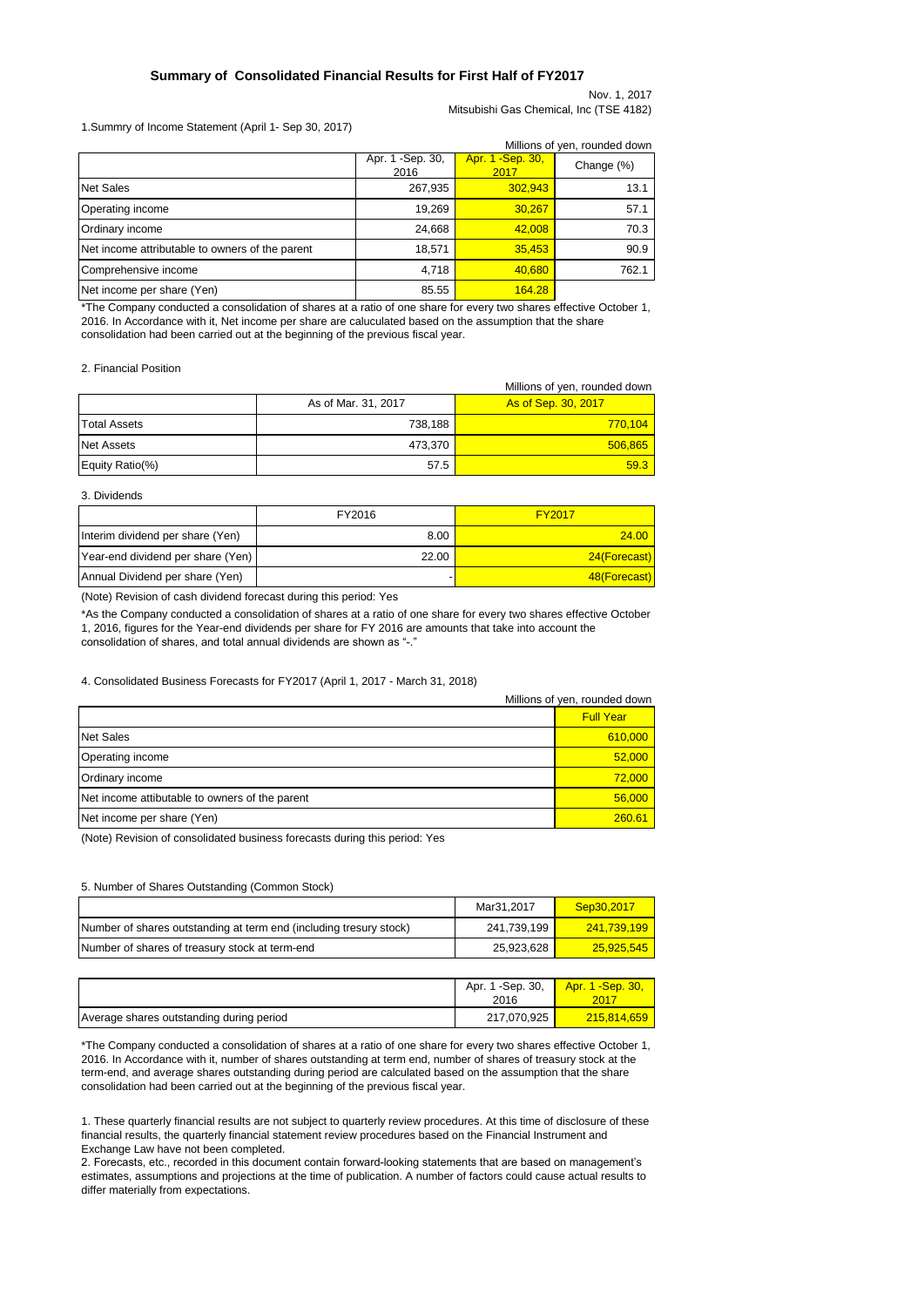# Summary of Consolidated Financial Results for First Half of FY2017

Nov. 1, 2017
Mitsubishi Gas Chemical, Inc (TSE 4182)

1.Summry of Income Statement (April 1- Sep 30, 2017)

Millions of yen, rounded down

| | Apr. 1 -Sep. 30, 2016 | Apr. 1 -Sep. 30, 2017 | Change (%) |
|---|---|---|---|
| Net Sales | 267,935 | 302,943 | 13.1 |
| Operating income | 19,269 | 30,267 | 57.1 |
| Ordinary income | 24,668 | 42,008 | 70.3 |
| Net income attributable to owners of the parent | 18,571 | 35,453 | 90.9 |
| Comprehensive income | 4,718 | 40,680 | 762.1 |
| Net income per share (Yen) | 85.55 | 164.28 | |

*The Company conducted a consolidation of shares at a ratio of one share for every two shares effective October 1, 2016. In Accordance with it, Net income per share are caluculated based on the assumption that the share consolidation had been carried out at the beginning of the previous fiscal year.

2. Financial Position

Millions of yen, rounded down

| | As of Mar. 31, 2017 | As of Sep. 30, 2017 |
|---|---|---|
| Total Assets | 738,188 | 770,104 |
| Net Assets | 473,370 | 506,865 |
| Equity Ratio(%) | 57.5 | 59.3 |

3. Dividends

| | FY2016 | FY2017 |
|---|---|---|
| Interim dividend per share (Yen) | 8.00 | 24.00 |
| Year-end dividend per share (Yen) | 22.00 | 24(Forecast) |
| Annual Dividend per share (Yen) | - | 48(Forecast) |

(Note) Revision of cash dividend forecast during this period: Yes

*As the Company conducted a consolidation of shares at a ratio of one share for every two shares effective October 1, 2016, figures for the Year-end dividends per share for FY 2016 are amounts that take into account the consolidation of shares, and total annual dividends are shown as "-."

4. Consolidated Business Forecasts for FY2017 (April 1, 2017 - March 31, 2018)

Millions of yen, rounded down

| | Full Year |
|---|---|
| Net Sales | 610,000 |
| Operating income | 52,000 |
| Ordinary income | 72,000 |
| Net income attibutable to owners of the parent | 56,000 |
| Net income per share (Yen) | 260.61 |

(Note) Revision of consolidated business forecasts during this period: Yes

5. Number of Shares Outstanding (Common Stock)

| | Mar31,2017 | Sep30,2017 |
|---|---|---|
| Number of shares outstanding at term end (including tresury stock) | 241,739,199 | 241,739,199 |
| Number of shares of treasury stock at term-end | 25,923,628 | 25,925,545 |

| | Apr. 1 -Sep. 30, 2016 | Apr. 1 -Sep. 30, 2017 |
|---|---|---|
| Average shares outstanding during period | 217,070,925 | 215,814,659 |

*The Company conducted a consolidation of shares at a ratio of one share for every two shares effective October 1, 2016. In Accordance with it, number of shares outstanding at term end, number of shares of treasury stock at the term-end, and average shares outstanding during period are calculated based on the assumption that the share consolidation had been carried out at the beginning of the previous fiscal year.

1. These quarterly financial results are not subject to quarterly review procedures. At this time of disclosure of these financial results, the quarterly financial statement review procedures based on the Financial Instrument and Exchange Law have not been completed.
2. Forecasts, etc., recorded in this document contain forward-looking statements that are based on management's estimates, assumptions and projections at the time of publication. A number of factors could cause actual results to differ materially from expectations.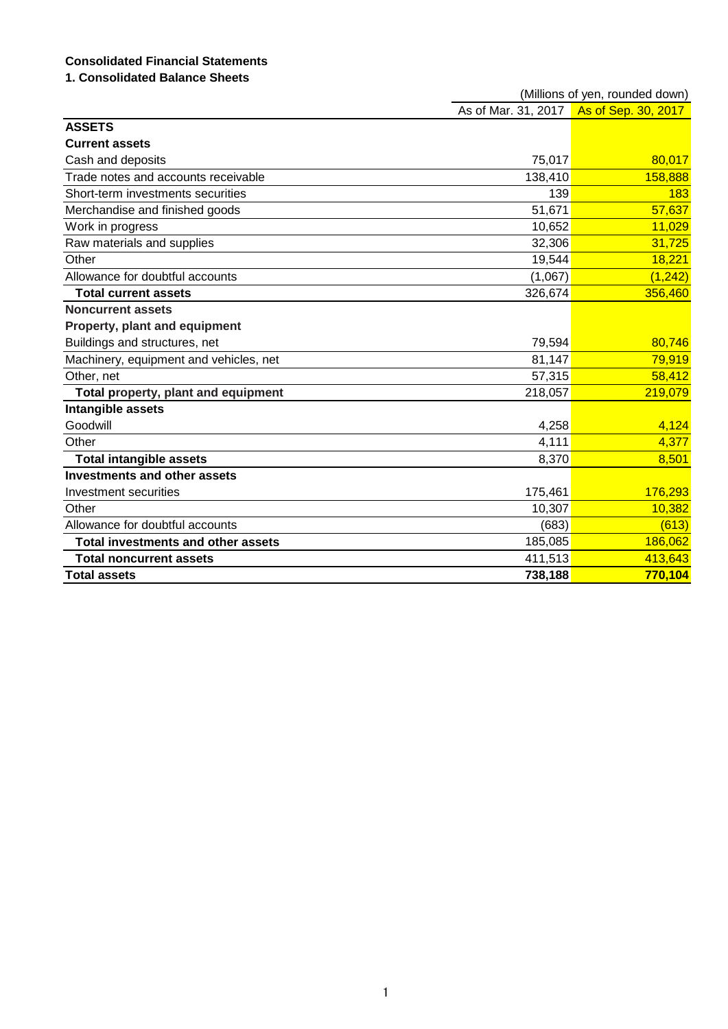# Consolidated Financial Statements

## 1. Consolidated Balance Sheets

(Millions of yen, rounded down)

| | As of Mar. 31, 2017 | As of Sep. 30, 2017 |
|---|---|---|
| **ASSETS** | | |
| **Current assets** | | |
| Cash and deposits | 75,017 | 80,017 |
| Trade notes and accounts receivable | 138,410 | 158,888 |
| Short-term investments securities | 139 | 183 |
| Merchandise and finished goods | 51,671 | 57,637 |
| Work in progress | 10,652 | 11,029 |
| Raw materials and supplies | 32,306 | 31,725 |
| Other | 19,544 | 18,221 |
| Allowance for doubtful accounts | (1,067) | (1,242) |
| **Total current assets** | 326,674 | 356,460 |
| **Noncurrent assets** | | |
| **Property, plant and equipment** | | |
| Buildings and structures, net | 79,594 | 80,746 |
| Machinery, equipment and vehicles, net | 81,147 | 79,919 |
| Other, net | 57,315 | 58,412 |
| **Total property, plant and equipment** | 218,057 | 219,079 |
| **Intangible assets** | | |
| Goodwill | 4,258 | 4,124 |
| Other | 4,111 | 4,377 |
| **Total intangible assets** | 8,370 | 8,501 |
| **Investments and other assets** | | |
| Investment securities | 175,461 | 176,293 |
| Other | 10,307 | 10,382 |
| Allowance for doubtful accounts | (683) | (613) |
| **Total investments and other assets** | 185,085 | 186,062 |
| **Total noncurrent assets** | 411,513 | 413,643 |
| **Total assets** | **738,188** | **770,104** |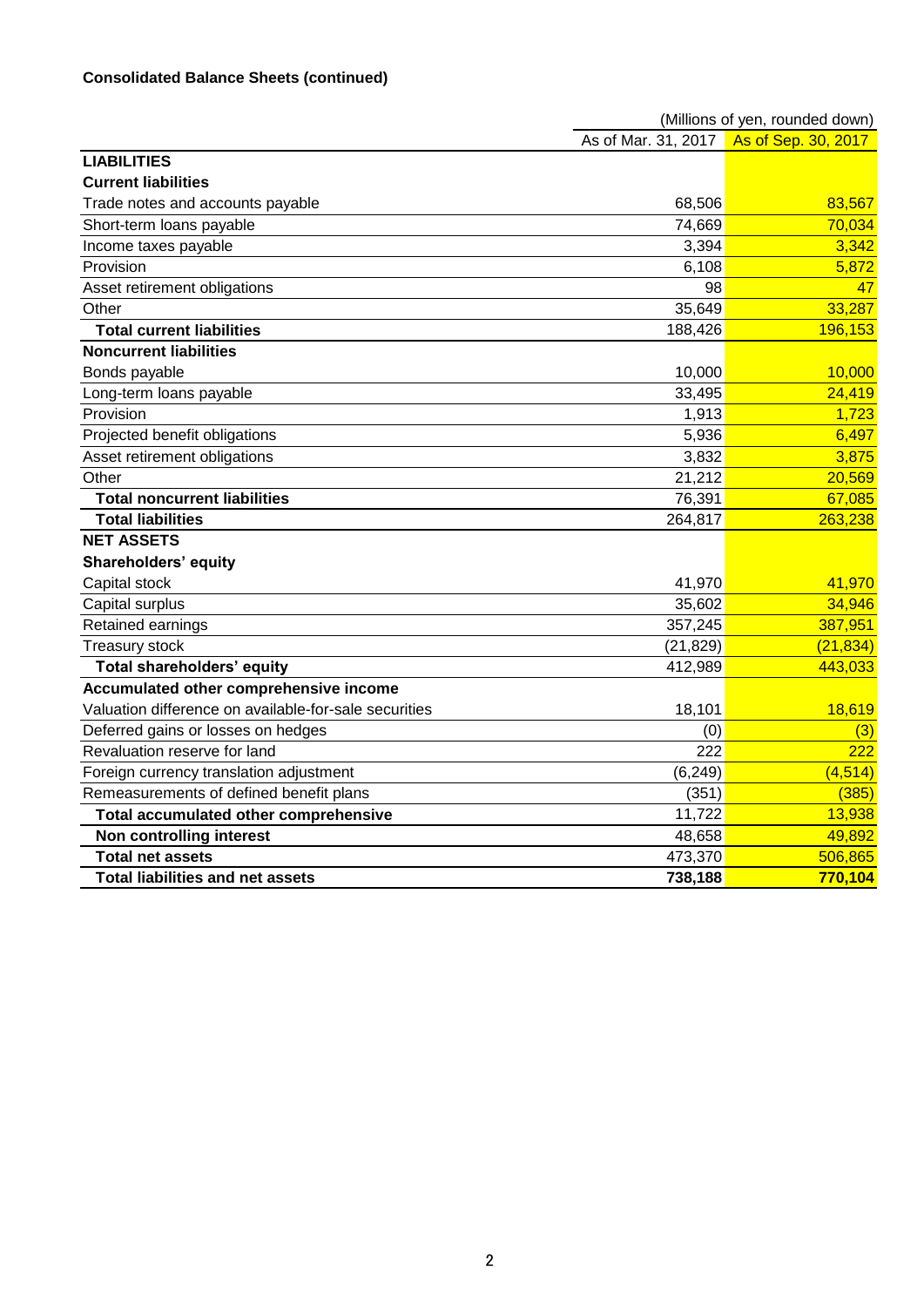**Consolidated Balance Sheets (continued)**

| | (Millions of yen, rounded down) | |
|---|---|---|
| | As of Mar. 31, 2017 | As of Sep. 30, 2017 |
| **LIABILITIES** | | |
| **Current liabilities** | | |
| Trade notes and accounts payable | 68,506 | 83,567 |
| Short-term loans payable | 74,669 | 70,034 |
| Income taxes payable | 3,394 | 3,342 |
| Provision | 6,108 | 5,872 |
| Asset retirement obligations | 98 | 47 |
| Other | 35,649 | 33,287 |
| **Total current liabilities** | 188,426 | 196,153 |
| **Noncurrent liabilities** | | |
| Bonds payable | 10,000 | 10,000 |
| Long-term loans payable | 33,495 | 24,419 |
| Provision | 1,913 | 1,723 |
| Projected benefit obligations | 5,936 | 6,497 |
| Asset retirement obligations | 3,832 | 3,875 |
| Other | 21,212 | 20,569 |
| **Total noncurrent liabilities** | 76,391 | 67,085 |
| **Total liabilities** | 264,817 | 263,238 |
| **NET ASSETS** | | |
| **Shareholders' equity** | | |
| Capital stock | 41,970 | 41,970 |
| Capital surplus | 35,602 | 34,946 |
| Retained earnings | 357,245 | 387,951 |
| Treasury stock | (21,829) | (21,834) |
| **Total shareholders' equity** | 412,989 | 443,033 |
| **Accumulated other comprehensive income** | | |
| Valuation difference on available-for-sale securities | 18,101 | 18,619 |
| Deferred gains or losses on hedges | (0) | (3) |
| Revaluation reserve for land | 222 | 222 |
| Foreign currency translation adjustment | (6,249) | (4,514) |
| Remeasurements of defined benefit plans | (351) | (385) |
| **Total accumulated other comprehensive** | 11,722 | 13,938 |
| **Non controlling interest** | 48,658 | 49,892 |
| **Total net assets** | 473,370 | 506,865 |
| **Total liabilities and net assets** | **738,188** | **770,104** |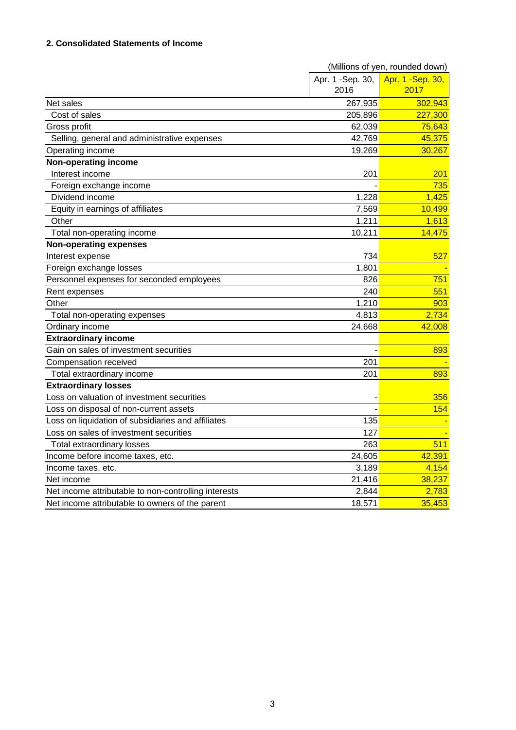## 2. Consolidated Statements of Income

(Millions of yen, rounded down)

| | Apr. 1 -Sep. 30, 2016 | Apr. 1 -Sep. 30, 2017 |
|---|---|---|
| Net sales | 267,935 | 302,943 |
| Cost of sales | 205,896 | 227,300 |
| Gross profit | 62,039 | 75,643 |
| Selling, general and administrative expenses | 42,769 | 45,375 |
| Operating income | 19,269 | 30,267 |
| **Non-operating income** | | |
| Interest income | 201 | 201 |
| Foreign exchange income | - | 735 |
| Dividend income | 1,228 | 1,425 |
| Equity in earnings of affiliates | 7,569 | 10,499 |
| Other | 1,211 | 1,613 |
| Total non-operating income | 10,211 | 14,475 |
| **Non-operating expenses** | | |
| Interest expense | 734 | 527 |
| Foreign exchange losses | 1,801 | - |
| Personnel expenses for seconded employees | 826 | 751 |
| Rent expenses | 240 | 551 |
| Other | 1,210 | 903 |
| Total non-operating expenses | 4,813 | 2,734 |
| Ordinary income | 24,668 | 42,008 |
| **Extraordinary income** | | |
| Gain on sales of investment securities | - | 893 |
| Compensation received | 201 | - |
| Total extraordinary income | 201 | 893 |
| **Extraordinary losses** | | |
| Loss on valuation of investment securities | - | 356 |
| Loss on disposal of non-current assets | - | 154 |
| Loss on liquidation of subsidiaries and affiliates | 135 | - |
| Loss on sales of investment securities | 127 | - |
| Total extraordinary losses | 263 | 511 |
| Income before income taxes, etc. | 24,605 | 42,391 |
| Income taxes, etc. | 3,189 | 4,154 |
| Net income | 21,416 | 38,237 |
| Net income attributable to non-controlling interests | 2,844 | 2,783 |
| Net income attributable to owners of the parent | 18,571 | 35,453 |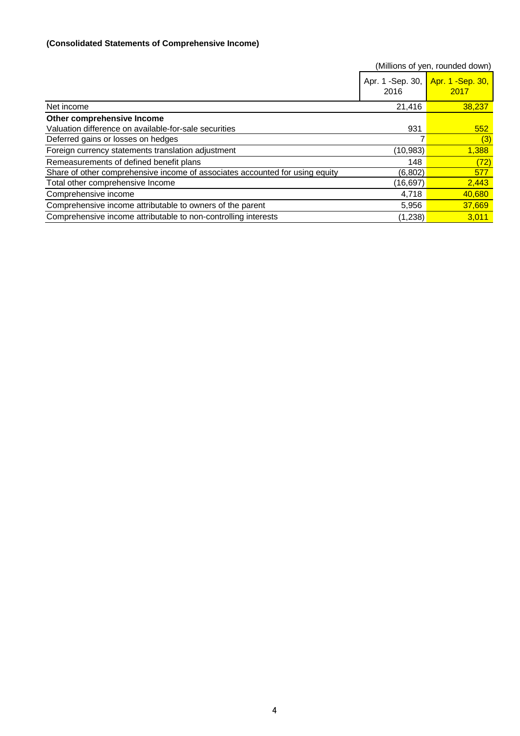**(Consolidated Statements of Comprehensive Income)**

(Millions of yen, rounded down)

| | Apr. 1 -Sep. 30, 2016 | Apr. 1 -Sep. 30, 2017 |
|---|---|---|
| Net income | 21,416 | 38,237 |
| **Other comprehensive Income** | | |
| Valuation difference on available-for-sale securities | 931 | 552 |
| Deferred gains or losses on hedges | 7 | (3) |
| Foreign currency statements translation adjustment | (10,983) | 1,388 |
| Remeasurements of defined benefit plans | 148 | (72) |
| Share of other comprehensive income of associates accounted for using equity | (6,802) | 577 |
| Total other comprehensive Income | (16,697) | 2,443 |
| Comprehensive income | 4,718 | 40,680 |
| Comprehensive income attributable to owners of the parent | 5,956 | 37,669 |
| Comprehensive income attributable to non-controlling interests | (1,238) | 3,011 |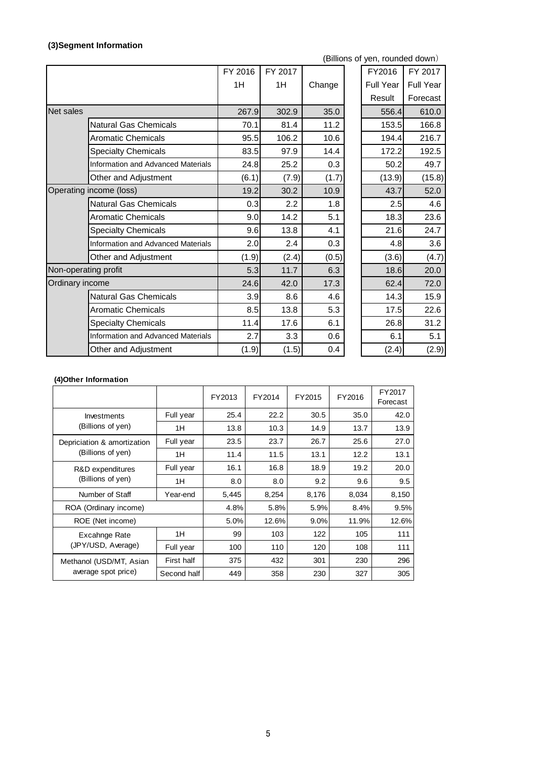### (3)Segment Information

(Billions of yen, rounded down)

| | | FY 2016 1H | FY 2017 1H | Change | FY2016 Full Year Result | FY 2017 Full Year Forecast |
|---|---|---|---|---|---|---|
| Net sales | | 267.9 | 302.9 | 35.0 | 556.4 | 610.0 |
| | Natural Gas Chemicals | 70.1 | 81.4 | 11.2 | 153.5 | 166.8 |
| | Aromatic Chemicals | 95.5 | 106.2 | 10.6 | 194.4 | 216.7 |
| | Specialty Chemicals | 83.5 | 97.9 | 14.4 | 172.2 | 192.5 |
| | Information and Advanced Materials | 24.8 | 25.2 | 0.3 | 50.2 | 49.7 |
| | Other and Adjustment | (6.1) | (7.9) | (1.7) | (13.9) | (15.8) |
| Operating income (loss) | | 19.2 | 30.2 | 10.9 | 43.7 | 52.0 |
| | Natural Gas Chemicals | 0.3 | 2.2 | 1.8 | 2.5 | 4.6 |
| | Aromatic Chemicals | 9.0 | 14.2 | 5.1 | 18.3 | 23.6 |
| | Specialty Chemicals | 9.6 | 13.8 | 4.1 | 21.6 | 24.7 |
| | Information and Advanced Materials | 2.0 | 2.4 | 0.3 | 4.8 | 3.6 |
| | Other and Adjustment | (1.9) | (2.4) | (0.5) | (3.6) | (4.7) |
| Non-operating profit | | 5.3 | 11.7 | 6.3 | 18.6 | 20.0 |
| Ordinary income | | 24.6 | 42.0 | 17.3 | 62.4 | 72.0 |
| | Natural Gas Chemicals | 3.9 | 8.6 | 4.6 | 14.3 | 15.9 |
| | Aromatic Chemicals | 8.5 | 13.8 | 5.3 | 17.5 | 22.6 |
| | Specialty Chemicals | 11.4 | 17.6 | 6.1 | 26.8 | 31.2 |
| | Information and Advanced Materials | 2.7 | 3.3 | 0.6 | 6.1 | 5.1 |
| | Other and Adjustment | (1.9) | (1.5) | 0.4 | (2.4) | (2.9) |

### (4)Other Information

| | | FY2013 | FY2014 | FY2015 | FY2016 | FY2017 Forecast |
|---|---|---|---|---|---|---|
| Investments (Billions of yen) | Full year | 25.4 | 22.2 | 30.5 | 35.0 | 42.0 |
| | 1H | 13.8 | 10.3 | 14.9 | 13.7 | 13.9 |
| Depriciation & amortization (Billions of yen) | Full year | 23.5 | 23.7 | 26.7 | 25.6 | 27.0 |
| | 1H | 11.4 | 11.5 | 13.1 | 12.2 | 13.1 |
| R&D expenditures (Billions of yen) | Full year | 16.1 | 16.8 | 18.9 | 19.2 | 20.0 |
| | 1H | 8.0 | 8.0 | 9.2 | 9.6 | 9.5 |
| Number of Staff | Year-end | 5,445 | 8,254 | 8,176 | 8,034 | 8,150 |
| ROA (Ordinary income) | | 4.8% | 5.8% | 5.9% | 8.4% | 9.5% |
| ROE (Net income) | | 5.0% | 12.6% | 9.0% | 11.9% | 12.6% |
| Excahnge Rate (JPY/USD, Average) | 1H | 99 | 103 | 122 | 105 | 111 |
| | Full year | 100 | 110 | 120 | 108 | 111 |
| Methanol (USD/MT, Asian average spot price) | First half | 375 | 432 | 301 | 230 | 296 |
| | Second half | 449 | 358 | 230 | 327 | 305 |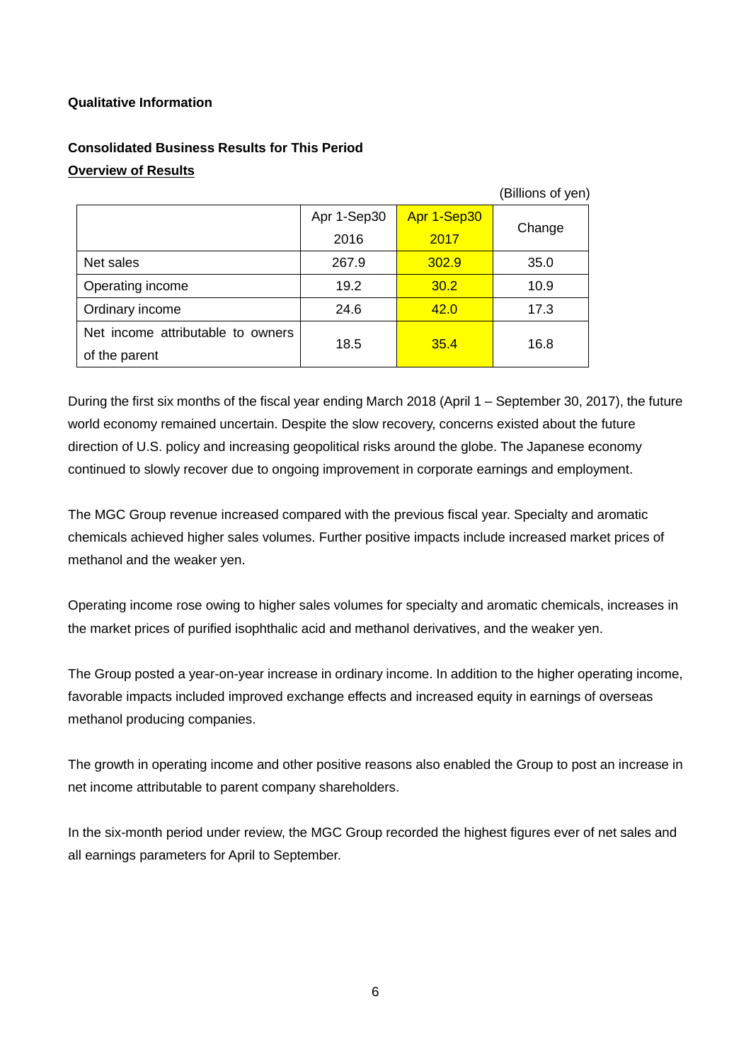**Qualitative Information**

**Consolidated Business Results for This Period**

**Overview of Results**

(Billions of yen)

| | Apr 1-Sep30 2016 | Apr 1-Sep30 2017 | Change |
|---|---|---|---|
| Net sales | 267.9 | 302.9 | 35.0 |
| Operating income | 19.2 | 30.2 | 10.9 |
| Ordinary income | 24.6 | 42.0 | 17.3 |
| Net income attributable to owners of the parent | 18.5 | 35.4 | 16.8 |

During the first six months of the fiscal year ending March 2018 (April 1 – September 30, 2017), the future world economy remained uncertain. Despite the slow recovery, concerns existed about the future direction of U.S. policy and increasing geopolitical risks around the globe. The Japanese economy continued to slowly recover due to ongoing improvement in corporate earnings and employment.

The MGC Group revenue increased compared with the previous fiscal year. Specialty and aromatic chemicals achieved higher sales volumes. Further positive impacts include increased market prices of methanol and the weaker yen.

Operating income rose owing to higher sales volumes for specialty and aromatic chemicals, increases in the market prices of purified isophthalic acid and methanol derivatives, and the weaker yen.

The Group posted a year-on-year increase in ordinary income. In addition to the higher operating income, favorable impacts included improved exchange effects and increased equity in earnings of overseas methanol producing companies.

The growth in operating income and other positive reasons also enabled the Group to post an increase in net income attributable to parent company shareholders.

In the six-month period under review, the MGC Group recorded the highest figures ever of net sales and all earnings parameters for April to September.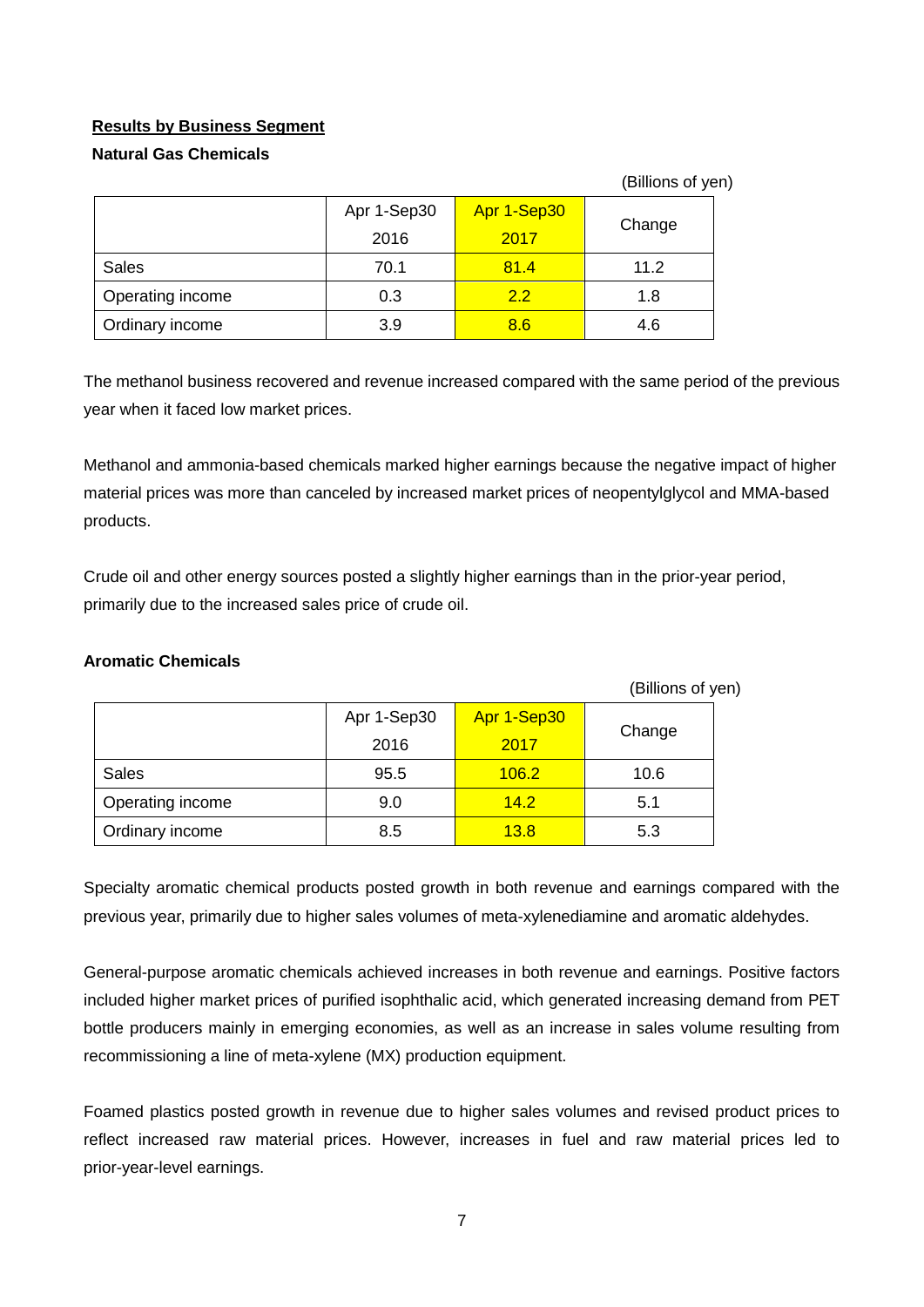## Results by Business Segment

### Natural Gas Chemicals

(Billions of yen)

| | Apr 1-Sep30 2016 | Apr 1-Sep30 2017 | Change |
|---|---|---|---|
| Sales | 70.1 | 81.4 | 11.2 |
| Operating income | 0.3 | 2.2 | 1.8 |
| Ordinary income | 3.9 | 8.6 | 4.6 |

The methanol business recovered and revenue increased compared with the same period of the previous year when it faced low market prices.

Methanol and ammonia-based chemicals marked higher earnings because the negative impact of higher material prices was more than canceled by increased market prices of neopentylglycol and MMA-based products.

Crude oil and other energy sources posted a slightly higher earnings than in the prior-year period, primarily due to the increased sales price of crude oil.

### Aromatic Chemicals

(Billions of yen)

| | Apr 1-Sep30 2016 | Apr 1-Sep30 2017 | Change |
|---|---|---|---|
| Sales | 95.5 | 106.2 | 10.6 |
| Operating income | 9.0 | 14.2 | 5.1 |
| Ordinary income | 8.5 | 13.8 | 5.3 |

Specialty aromatic chemical products posted growth in both revenue and earnings compared with the previous year, primarily due to higher sales volumes of meta-xylenediamine and aromatic aldehydes.

General-purpose aromatic chemicals achieved increases in both revenue and earnings. Positive factors included higher market prices of purified isophthalic acid, which generated increasing demand from PET bottle producers mainly in emerging economies, as well as an increase in sales volume resulting from recommissioning a line of meta-xylene (MX) production equipment.

Foamed plastics posted growth in revenue due to higher sales volumes and revised product prices to reflect increased raw material prices. However, increases in fuel and raw material prices led to prior-year-level earnings.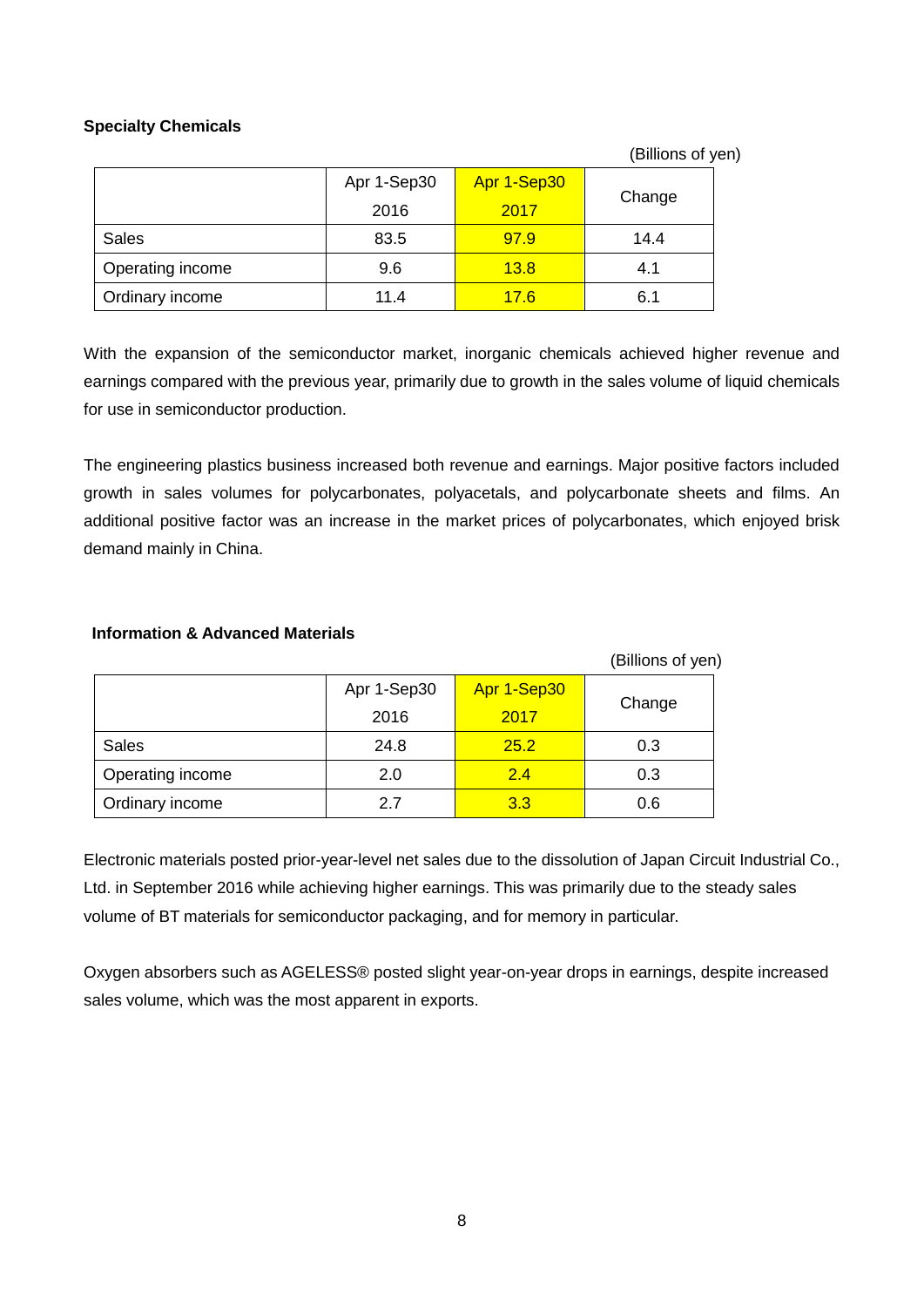**Specialty Chemicals**

(Billions of yen)

| | Apr 1-Sep30 2016 | Apr 1-Sep30 2017 | Change |
|---|---|---|---|
| Sales | 83.5 | 97.9 | 14.4 |
| Operating income | 9.6 | 13.8 | 4.1 |
| Ordinary income | 11.4 | 17.6 | 6.1 |

With the expansion of the semiconductor market, inorganic chemicals achieved higher revenue and earnings compared with the previous year, primarily due to growth in the sales volume of liquid chemicals for use in semiconductor production.

The engineering plastics business increased both revenue and earnings. Major positive factors included growth in sales volumes for polycarbonates, polyacetals, and polycarbonate sheets and films. An additional positive factor was an increase in the market prices of polycarbonates, which enjoyed brisk demand mainly in China.

**Information & Advanced Materials**

(Billions of yen)

| | Apr 1-Sep30 2016 | Apr 1-Sep30 2017 | Change |
|---|---|---|---|
| Sales | 24.8 | 25.2 | 0.3 |
| Operating income | 2.0 | 2.4 | 0.3 |
| Ordinary income | 2.7 | 3.3 | 0.6 |

Electronic materials posted prior-year-level net sales due to the dissolution of Japan Circuit Industrial Co., Ltd. in September 2016 while achieving higher earnings. This was primarily due to the steady sales volume of BT materials for semiconductor packaging, and for memory in particular.

Oxygen absorbers such as AGELESS® posted slight year-on-year drops in earnings, despite increased sales volume, which was the most apparent in exports.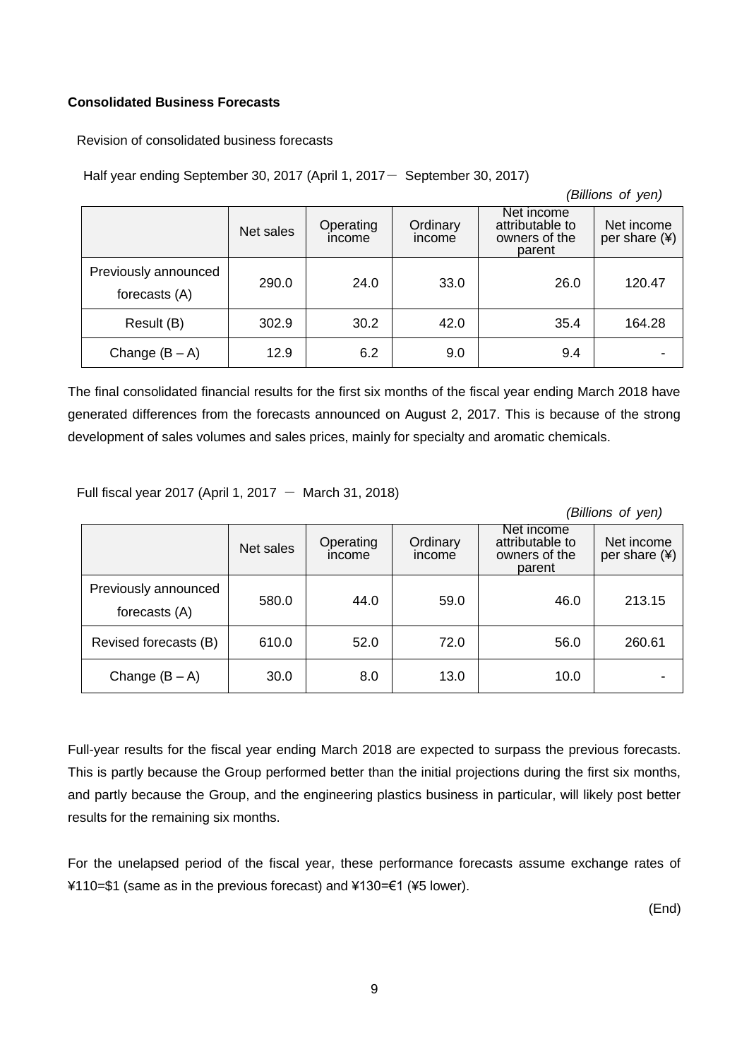**Consolidated Business Forecasts**

Revision of consolidated business forecasts

Half year ending September 30, 2017 (April 1, 2017 − September 30, 2017)

*(Billions of yen)*

| | Net sales | Operating income | Ordinary income | Net income attributable to owners of the parent | Net income per share (¥) |
|---|---|---|---|---|---|
| Previously announced forecasts (A) | 290.0 | 24.0 | 33.0 | 26.0 | 120.47 |
| Result (B) | 302.9 | 30.2 | 42.0 | 35.4 | 164.28 |
| Change (B – A) | 12.9 | 6.2 | 9.0 | 9.4 | - |

The final consolidated financial results for the first six months of the fiscal year ending March 2018 have generated differences from the forecasts announced on August 2, 2017. This is because of the strong development of sales volumes and sales prices, mainly for specialty and aromatic chemicals.

Full fiscal year 2017 (April 1, 2017 − March 31, 2018)

*(Billions of yen)*

| | Net sales | Operating income | Ordinary income | Net income attributable to owners of the parent | Net income per share (¥) |
|---|---|---|---|---|---|
| Previously announced forecasts (A) | 580.0 | 44.0 | 59.0 | 46.0 | 213.15 |
| Revised forecasts (B) | 610.0 | 52.0 | 72.0 | 56.0 | 260.61 |
| Change (B – A) | 30.0 | 8.0 | 13.0 | 10.0 | - |

Full-year results for the fiscal year ending March 2018 are expected to surpass the previous forecasts. This is partly because the Group performed better than the initial projections during the first six months, and partly because the Group, and the engineering plastics business in particular, will likely post better results for the remaining six months.

For the unelapsed period of the fiscal year, these performance forecasts assume exchange rates of ¥110=$1 (same as in the previous forecast) and ¥130=€1 (¥5 lower).

(End)